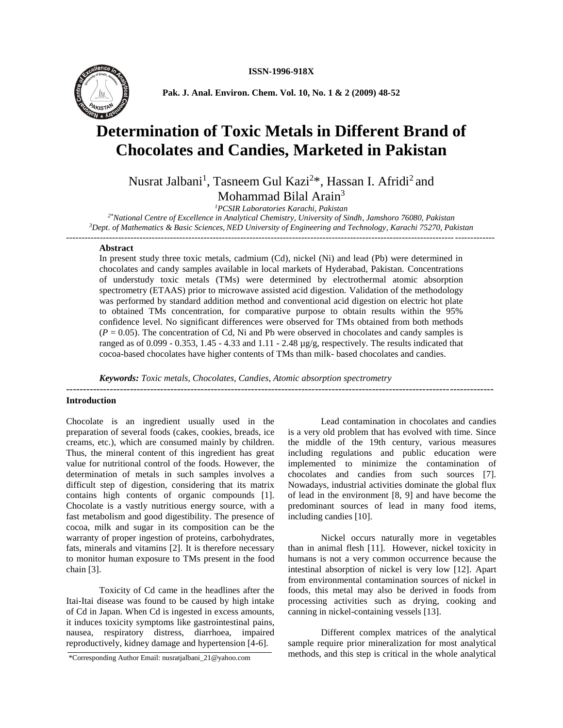ISSN-1996-918X

# Determination of Toxic Metals in Different Brand of Chocolates and Candies, Marketed in Pakistan

Nusrat Jalbani[1], Tasneem Gul Kazi[2]*, Hassan I. Afridi[2] and Mohammad Bilal Arain[3]

[1]*PCSIR Laboratories Karachi, Pakistan*
[2*]*National Centre of Excellence in Analytical Chemistry, University of Sindh, Jamshoro 76080, Pakistan*
[3]*Dept. of Mathematics & Basic Sciences, NED University of Engineering and Technology, Karachi 75270, Pakistan*

---

## Abstract

In present study three toxic metals, cadmium (Cd), nickel (Ni) and lead (Pb) were determined in chocolates and candy samples available in local markets of Hyderabad, Pakistan. Concentrations of understudy toxic metals (TMs) were determined by electrothermal atomic absorption spectrometry (ETAAS) prior to microwave assisted acid digestion. Validation of the methodology was performed by standard addition method and conventional acid digestion on electric hot plate to obtained TMs concentration, for comparative purpose to obtain results within the 95% confidence level. No significant differences were observed for TMs obtained from both methods ($P = 0.05$). The concentration of Cd, Ni and Pb were observed in chocolates and candy samples is ranged as of 0.099 - 0.353, 1.45 - 4.33 and 1.11 - 2.48 µg/g, respectively. The results indicated that cocoa-based chocolates have higher contents of TMs than milk- based chocolates and candies.

***Keywords:*** *Toxic metals, Chocolates, Candies, Atomic absorption spectrometry*

---

## Introduction

Chocolate is an ingredient usually used in the preparation of several foods (cakes, cookies, breads, ice creams, etc.), which are consumed mainly by children. Thus, the mineral content of this ingredient has great value for nutritional control of the foods. However, the determination of metals in such samples involves a difficult step of digestion, considering that its matrix contains high contents of organic compounds [1]. Chocolate is a vastly nutritious energy source, with a fast metabolism and good digestibility. The presence of cocoa, milk and sugar in its composition can be the warranty of proper ingestion of proteins, carbohydrates, fats, minerals and vitamins [2]. It is therefore necessary to monitor human exposure to TMs present in the food chain [3].

Toxicity of Cd came in the headlines after the Itai-Itai disease was found to be caused by high intake of Cd in Japan. When Cd is ingested in excess amounts, it induces toxicity symptoms like gastrointestinal pains, nausea, respiratory distress, diarrhoea, impaired reproductively, kidney damage and hypertension [4-6].

Lead contamination in chocolates and candies is a very old problem that has evolved with time. Since the middle of the 19th century, various measures including regulations and public education were implemented to minimize the contamination of chocolates and candies from such sources [7]. Nowadays, industrial activities dominate the global flux of lead in the environment [8, 9] and have become the predominant sources of lead in many food items, including candies [10].

Nickel occurs naturally more in vegetables than in animal flesh [11]. However, nickel toxicity in humans is not a very common occurrence because the intestinal absorption of nickel is very low [12]. Apart from environmental contamination sources of nickel in foods, this metal may also be derived in foods from processing activities such as drying, cooking and canning in nickel-containing vessels [13].

Different complex matrices of the analytical sample require prior mineralization for most analytical methods, and this step is critical in the whole analytical

*Corresponding Author Email: nusratjalbani_21@yahoo.com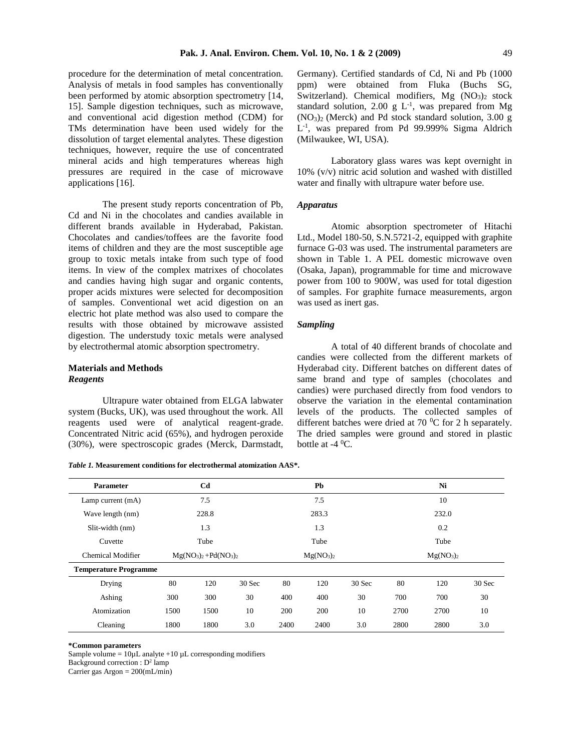procedure for the determination of metal concentration. Analysis of metals in food samples has conventionally been performed by atomic absorption spectrometry [14, 15]. Sample digestion techniques, such as microwave, and conventional acid digestion method (CDM) for TMs determination have been used widely for the dissolution of target elemental analytes. These digestion techniques, however, require the use of concentrated mineral acids and high temperatures whereas high pressures are required in the case of microwave applications [16].

The present study reports concentration of Pb, Cd and Ni in the chocolates and candies available in different brands available in Hyderabad, Pakistan. Chocolates and candies/toffees are the favorite food items of children and they are the most susceptible age group to toxic metals intake from such type of food items. In view of the complex matrixes of chocolates and candies having high sugar and organic contents, proper acids mixtures were selected for decomposition of samples. Conventional wet acid digestion on an electric hot plate method was also used to compare the results with those obtained by microwave assisted digestion. The understudy toxic metals were analysed by electrothermal atomic absorption spectrometry.

## Materials and Methods

### *Reagents*

Ultrapure water obtained from ELGA labwater system (Bucks, UK), was used throughout the work. All reagents used were of analytical reagent-grade. Concentrated Nitric acid (65%), and hydrogen peroxide (30%), were spectroscopic grades (Merck, Darmstadt, Germany). Certified standards of Cd, Ni and Pb (1000 ppm) were obtained from Fluka (Buchs SG, Switzerland). Chemical modifiers, $Mg(NO_3)_2$ stock standard solution, 2.00 g $L^{-1}$, was prepared from $Mg(NO_3)_2$ (Merck) and Pd stock standard solution, 3.00 g $L^{-1}$, was prepared from Pd 99.999% Sigma Aldrich (Milwaukee, WI, USA).

Laboratory glass wares was kept overnight in 10% (v/v) nitric acid solution and washed with distilled water and finally with ultrapure water before use.

### *Apparatus*

Atomic absorption spectrometer of Hitachi Ltd., Model 180-50, S.N.5721-2, equipped with graphite furnace G-03 was used. The instrumental parameters are shown in Table 1. A PEL domestic microwave oven (Osaka, Japan), programmable for time and microwave power from 100 to 900W, was used for total digestion of samples. For graphite furnace measurements, argon was used as inert gas.

### *Sampling*

A total of 40 different brands of chocolate and candies were collected from the different markets of Hyderabad city. Different batches on different dates of same brand and type of samples (chocolates and candies) were purchased directly from food vendors to observe the variation in the elemental contamination levels of the products. The collected samples of different batches were dried at 70 $^0$C for 2 h separately. The dried samples were ground and stored in plastic bottle at -4 $^0$C.

***Table 1.*** **Measurement conditions for electrothermal atomization AAS\*.**

| Parameter | Cd | | | Pb | | | Ni | | |
|---|---|---|---|---|---|---|---|---|---|
| Lamp current (mA) | 7.5 | | | 7.5 | | | 10 | | |
| Wave length (nm) | 228.8 | | | 283.3 | | | 232.0 | | |
| Slit-width (nm) | 1.3 | | | 1.3 | | | 0.2 | | |
| Cuvette | Tube | | | Tube | | | Tube | | |
| Chemical Modifier | $Mg(NO_3)_2 + Pd(NO_3)_2$ | | | $Mg(NO_3)_2$ | | | $Mg(NO_3)_2$ | | |
| **Temperature Programme** | | | | | | | | | |
| Drying | 80 | 120 | 30 Sec | 80 | 120 | 30 Sec | 80 | 120 | 30 Sec |
| Ashing | 300 | 300 | 30 | 400 | 400 | 30 | 700 | 700 | 30 |
| Atomization | 1500 | 1500 | 10 | 200 | 200 | 10 | 2700 | 2700 | 10 |
| Cleaning | 1800 | 1800 | 3.0 | 2400 | 2400 | 3.0 | 2800 | 2800 | 3.0 |

**\*Common parameters**
Sample volume = 10µL analyte +10 µL corresponding modifiers
Background correction : $D^2$ lamp
Carrier gas Argon = 200(mL/min)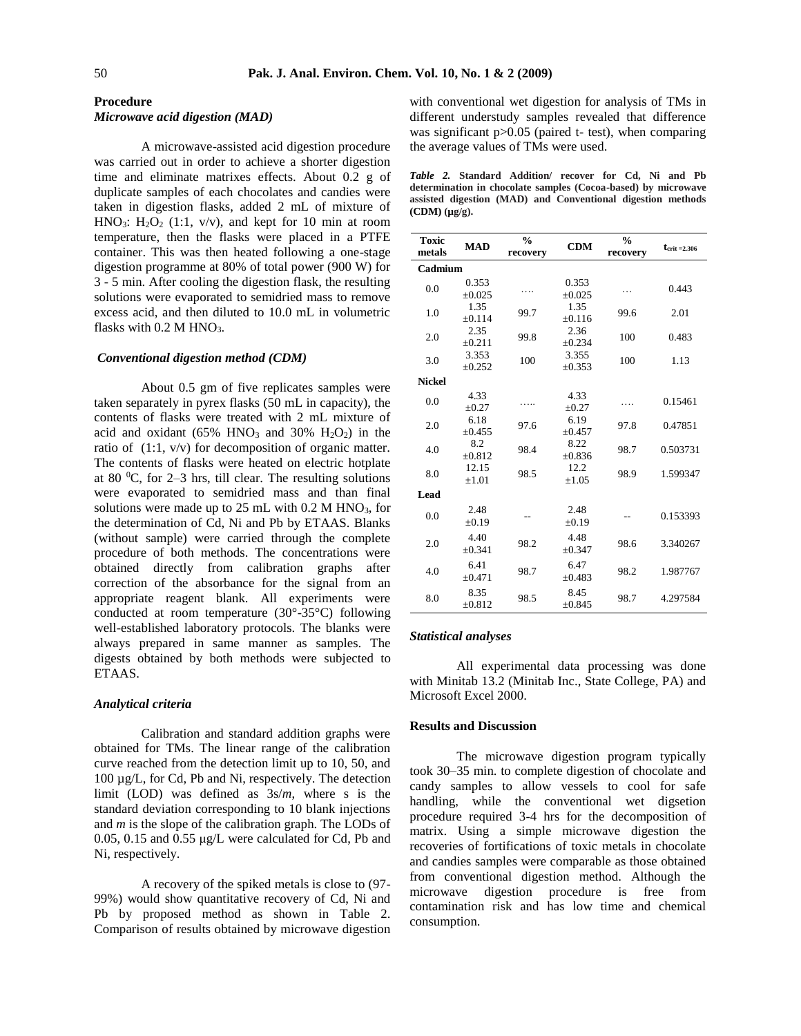### Procedure

#### *Microwave acid digestion (MAD)*

A microwave-assisted acid digestion procedure was carried out in order to achieve a shorter digestion time and eliminate matrixes effects. About 0.2 g of duplicate samples of each chocolates and candies were taken in digestion flasks, added 2 mL of mixture of $HNO_3$: $H_2O_2$ (1:1, v/v), and kept for 10 min at room temperature, then the flasks were placed in a PTFE container. This was then heated following a one-stage digestion programme at 80% of total power (900 W) for 3 - 5 min. After cooling the digestion flask, the resulting solutions were evaporated to semidried mass to remove excess acid, and then diluted to 10.0 mL in volumetric flasks with 0.2 M $HNO_3$.

#### *Conventional digestion method (CDM)*

About 0.5 gm of five replicates samples were taken separately in pyrex flasks (50 mL in capacity), the contents of flasks were treated with 2 mL mixture of acid and oxidant (65% $HNO_3$ and 30% $H_2O_2$) in the ratio of (1:1, v/v) for decomposition of organic matter. The contents of flasks were heated on electric hotplate at 80 $^0$C, for 2–3 hrs, till clear. The resulting solutions were evaporated to semidried mass and than final solutions were made up to 25 mL with 0.2 M $HNO_3$, for the determination of Cd, Ni and Pb by ETAAS. Blanks (without sample) were carried through the complete procedure of both methods. The concentrations were obtained directly from calibration graphs after correction of the absorbance for the signal from an appropriate reagent blank. All experiments were conducted at room temperature (30°-35°C) following well-established laboratory protocols. The blanks were always prepared in same manner as samples. The digests obtained by both methods were subjected to ETAAS.

#### *Analytical criteria*

Calibration and standard addition graphs were obtained for TMs. The linear range of the calibration curve reached from the detection limit up to 10, 50, and 100 µg/L, for Cd, Pb and Ni, respectively. The detection limit (LOD) was defined as 3s/*m*, where s is the standard deviation corresponding to 10 blank injections and *m* is the slope of the calibration graph. The LODs of 0.05, 0.15 and 0.55 µg/L were calculated for Cd, Pb and Ni, respectively.

A recovery of the spiked metals is close to (97-99%) would show quantitative recovery of Cd, Ni and Pb by proposed method as shown in Table 2. Comparison of results obtained by microwave digestion with conventional wet digestion for analysis of TMs in different understudy samples revealed that difference was significant p>0.05 (paired t- test), when comparing the average values of TMs were used.

***Table 2.*** **Standard Addition/ recover for Cd, Ni and Pb determination in chocolate samples (Cocoa-based) by microwave assisted digestion (MAD) and Conventional digestion methods (CDM) (µg/g).**

| Toxic metals | MAD | % recovery | CDM | % recovery | $t_{crit = 2.306}$ |
|---|---|---|---|---|---|
| **Cadmium** | | | | | |
| 0.0 | 0.353 ±0.025 | …. | 0.353 ±0.025 | … | 0.443 |
| 1.0 | 1.35 ±0.114 | 99.7 | 1.35 ±0.116 | 99.6 | 2.01 |
| 2.0 | 2.35 ±0.211 | 99.8 | 2.36 ±0.234 | 100 | 0.483 |
| 3.0 | 3.353 ±0.252 | 100 | 3.355 ±0.353 | 100 | 1.13 |
| **Nickel** | | | | | |
| 0.0 | 4.33 ±0.27 | ….. | 4.33 ±0.27 | …. | 0.15461 |
| 2.0 | 6.18 ±0.455 | 97.6 | 6.19 ±0.457 | 97.8 | 0.47851 |
| 4.0 | 8.2 ±0.812 | 98.4 | 8.22 ±0.836 | 98.7 | 0.503731 |
| 8.0 | 12.15 ±1.01 | 98.5 | 12.2 ±1.05 | 98.9 | 1.599347 |
| **Lead** | | | | | |
| 0.0 | 2.48 ±0.19 | -- | 2.48 ±0.19 | -- | 0.153393 |
| 2.0 | 4.40 ±0.341 | 98.2 | 4.48 ±0.347 | 98.6 | 3.340267 |
| 4.0 | 6.41 ±0.471 | 98.7 | 6.47 ±0.483 | 98.2 | 1.987767 |
| 8.0 | 8.35 ±0.812 | 98.5 | 8.45 ±0.845 | 98.7 | 4.297584 |

#### *Statistical analyses*

All experimental data processing was done with Minitab 13.2 (Minitab Inc., State College, PA) and Microsoft Excel 2000.

### Results and Discussion

The microwave digestion program typically took 30–35 min. to complete digestion of chocolate and candy samples to allow vessels to cool for safe handling, while the conventional wet digsetion procedure required 3-4 hrs for the decomposition of matrix. Using a simple microwave digestion the recoveries of fortifications of toxic metals in chocolate and candies samples were comparable as those obtained from conventional digestion method. Although the microwave digestion procedure is free from contamination risk and has low time and chemical consumption.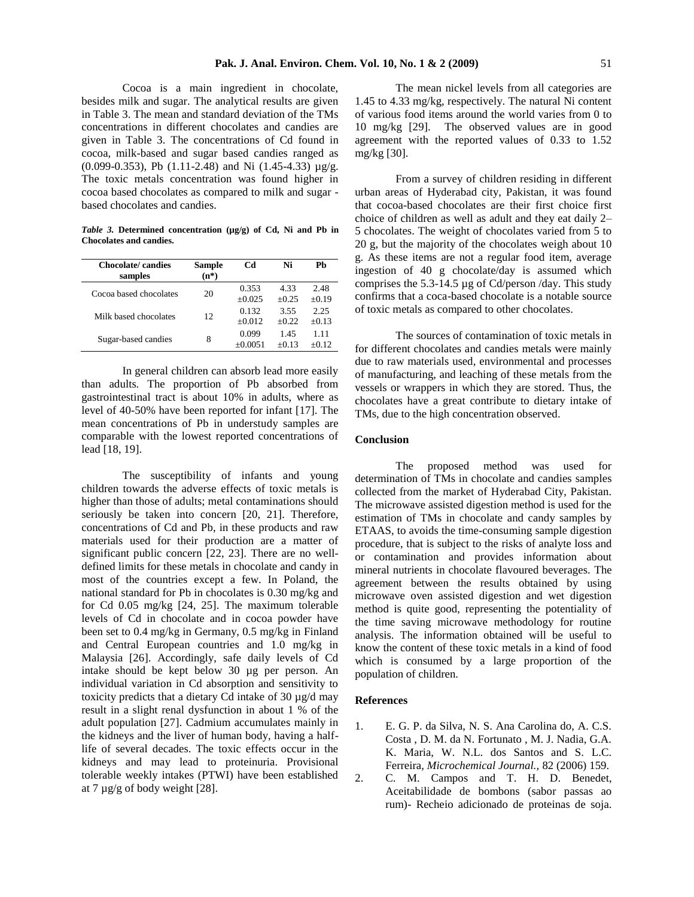Cocoa is a main ingredient in chocolate, besides milk and sugar. The analytical results are given in Table 3. The mean and standard deviation of the TMs concentrations in different chocolates and candies are given in Table 3. The concentrations of Cd found in cocoa, milk-based and sugar based candies ranged as (0.099-0.353), Pb (1.11-2.48) and Ni (1.45-4.33) µg/g. The toxic metals concentration was found higher in cocoa based chocolates as compared to milk and sugar -based chocolates and candies.

***Table 3.*** **Determined concentration (µg/g) of Cd, Ni and Pb in Chocolates and candies.**

| Chocolate/ candies samples | Sample (n*) | Cd | Ni | Pb |
|---|---|---|---|---|
| Cocoa based chocolates | 20 | 0.353 ±0.025 | 4.33 ±0.25 | 2.48 ±0.19 |
| Milk based chocolates | 12 | 0.132 ±0.012 | 3.55 ±0.22 | 2.25 ±0.13 |
| Sugar-based candies | 8 | 0.099 ±0.0051 | 1.45 ±0.13 | 1.11 ±0.12 |

In general children can absorb lead more easily than adults. The proportion of Pb absorbed from gastrointestinal tract is about 10% in adults, where as level of 40-50% have been reported for infant [17]. The mean concentrations of Pb in understudy samples are comparable with the lowest reported concentrations of lead [18, 19].

The susceptibility of infants and young children towards the adverse effects of toxic metals is higher than those of adults; metal contaminations should seriously be taken into concern [20, 21]. Therefore, concentrations of Cd and Pb, in these products and raw materials used for their production are a matter of significant public concern [22, 23]. There are no well-defined limits for these metals in chocolate and candy in most of the countries except a few. In Poland, the national standard for Pb in chocolates is 0.30 mg/kg and for Cd 0.05 mg/kg [24, 25]. The maximum tolerable levels of Cd in chocolate and in cocoa powder have been set to 0.4 mg/kg in Germany, 0.5 mg/kg in Finland and Central European countries and 1.0 mg/kg in Malaysia [26]. Accordingly, safe daily levels of Cd intake should be kept below 30 µg per person. An individual variation in Cd absorption and sensitivity to toxicity predicts that a dietary Cd intake of 30 µg/d may result in a slight renal dysfunction in about 1 % of the adult population [27]. Cadmium accumulates mainly in the kidneys and the liver of human body, having a half-life of several decades. The toxic effects occur in the kidneys and may lead to proteinuria. Provisional tolerable weekly intakes (PTWI) have been established at 7 µg/g of body weight [28].

The mean nickel levels from all categories are 1.45 to 4.33 mg/kg, respectively. The natural Ni content of various food items around the world varies from 0 to 10 mg/kg [29]. The observed values are in good agreement with the reported values of 0.33 to 1.52 mg/kg [30].

From a survey of children residing in different urban areas of Hyderabad city, Pakistan, it was found that cocoa-based chocolates are their first choice first choice of children as well as adult and they eat daily 2–5 chocolates. The weight of chocolates varied from 5 to 20 g, but the majority of the chocolates weigh about 10 g. As these items are not a regular food item, average ingestion of 40 g chocolate/day is assumed which comprises the 5.3-14.5 µg of Cd/person /day. This study confirms that a coca-based chocolate is a notable source of toxic metals as compared to other chocolates.

The sources of contamination of toxic metals in for different chocolates and candies metals were mainly due to raw materials used, environmental and processes of manufacturing, and leaching of these metals from the vessels or wrappers in which they are stored. Thus, the chocolates have a great contribute to dietary intake of TMs, due to the high concentration observed.

## Conclusion

The proposed method was used for determination of TMs in chocolate and candies samples collected from the market of Hyderabad City, Pakistan. The microwave assisted digestion method is used for the estimation of TMs in chocolate and candy samples by ETAAS, to avoids the time-consuming sample digestion procedure, that is subject to the risks of analyte loss and or contamination and provides information about mineral nutrients in chocolate flavoured beverages. The agreement between the results obtained by using microwave oven assisted digestion and wet digestion method is quite good, representing the potentiality of the time saving microwave methodology for routine analysis. The information obtained will be useful to know the content of these toxic metals in a kind of food which is consumed by a large proportion of the population of children.

## References

1. E. G. P. da Silva, N. S. Ana Carolina do, A. C.S. Costa , D. M. da N. Fortunato , M. J. Nadia, G.A. K. Maria, W. N.L. dos Santos and S. L.C. Ferreira, *Microchemical Journal.*, 82 (2006) 159.
2. C. M. Campos and T. H. D. Benedet, Aceitabilidade de bombons (sabor passas ao rum)- Recheio adicionado de proteinas de soja.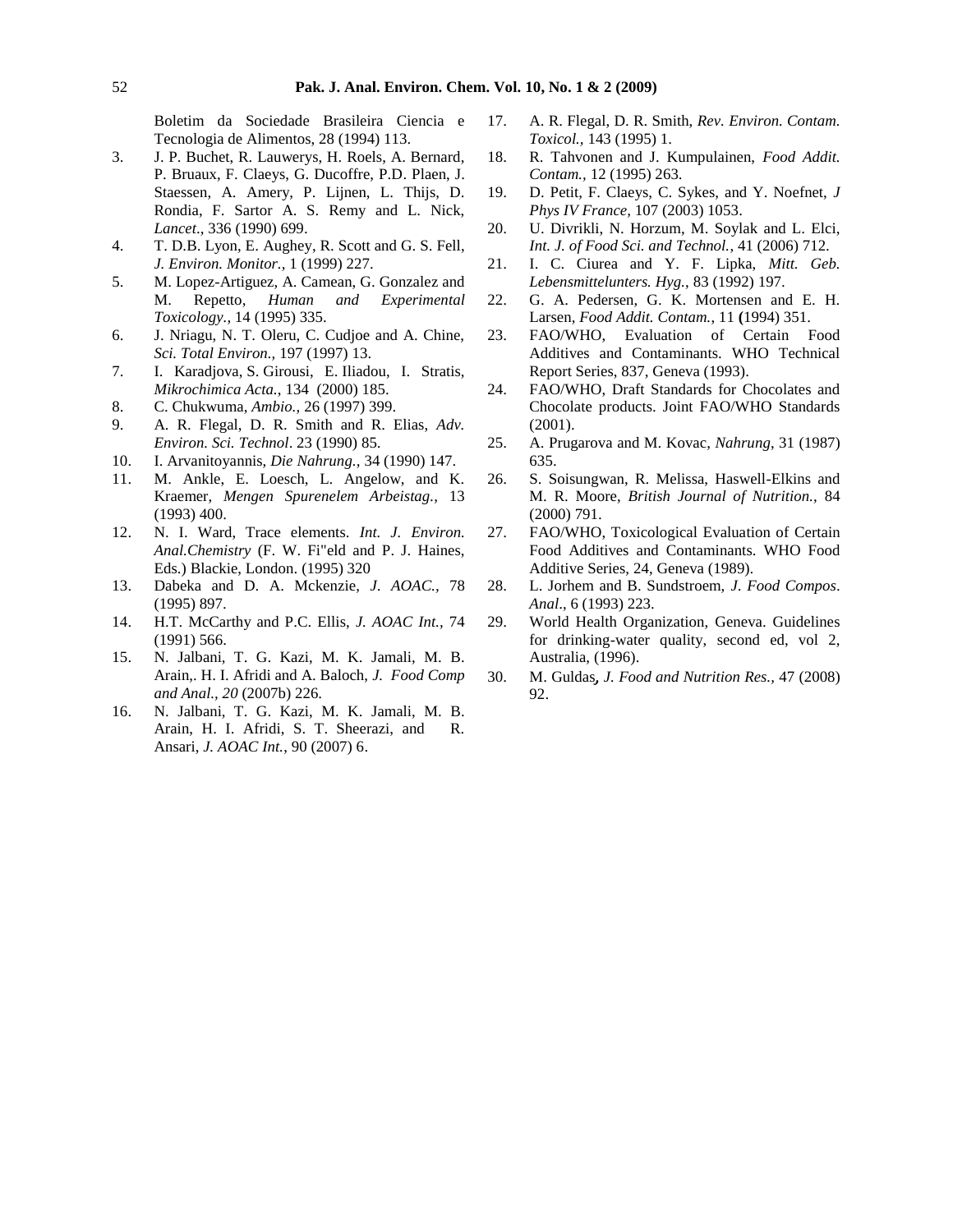Boletim da Sociedade Brasileira Ciencia e Tecnologia de Alimentos, 28 (1994) 113.

3. J. P. Buchet, R. Lauwerys, H. Roels, A. Bernard, P. Bruaux, F. Claeys, G. Ducoffre, P.D. Plaen, J. Staessen, A. Amery, P. Lijnen, L. Thijs, D. Rondia, F. Sartor A. S. Remy and L. Nick, *Lancet*., 336 (1990) 699.
4. T. D.B. Lyon, E. Aughey, R. Scott and G. S. Fell, *J. Environ. Monitor.,* 1 (1999) 227.
5. M. Lopez-Artiguez, A. Camean, G. Gonzalez and M. Repetto, *Human and Experimental Toxicology.,* 14 (1995) 335.
6. J. Nriagu, N. T. Oleru, C. Cudjoe and A. Chine, *Sci. Total Environ*., 197 (1997) 13.
7. I. Karadjova, S. Girousi, E. Iliadou, I. Stratis, *Mikrochimica Acta.*, 134 (2000) 185.
8. C. Chukwuma, *Ambio.,* 26 (1997) 399.
9. A. R. Flegal, D. R. Smith and R. Elias, *Adv. Environ. Sci. Technol*. 23 (1990) 85.
10. I. Arvanitoyannis, *Die Nahrung.,* 34 (1990) 147.
11. M. Ankle, E. Loesch, L. Angelow, and K. Kraemer, *Mengen Spurenelem Arbeistag.,* 13 (1993) 400.
12. N. I. Ward, Trace elements. *Int. J. Environ. Anal.Chemistry* (F. W. Fi"eld and P. J. Haines, Eds.) Blackie, London. (1995) 320
13. Dabeka and D. A. Mckenzie, *J. AOAC.,* 78 (1995) 897.
14. H.T. McCarthy and P.C. Ellis, *J. AOAC Int.,* 74 (1991) 566.
15. N. Jalbani, T. G. Kazi, M. K. Jamali, M. B. Arain,. H. I. Afridi and A. Baloch, *J. Food Comp and Anal., 20* (2007b) 226.
16. N. Jalbani, T. G. Kazi, M. K. Jamali, M. B. Arain, H. I. Afridi, S. T. Sheerazi, and R. Ansari, *J. AOAC Int.*, 90 (2007) 6.
17. A. R. Flegal, D. R. Smith, *Rev. Environ. Contam. Toxicol.,* 143 (1995) 1.
18. R. Tahvonen and J. Kumpulainen, *Food Addit. Contam.,* 12 (1995) 263.
19. D. Petit, F. Claeys, C. Sykes, and Y. Noefnet, *J Phys IV France,* 107 (2003) 1053.
20. U. Divrikli, N. Horzum, M. Soylak and L. Elci, *Int. J. of Food Sci. and Technol.,* 41 (2006) 712.
21. I. C. Ciurea and Y. F. Lipka, *Mitt. Geb. Lebensmittelunters. Hyg.*, 83 (1992) 197.
22. G. A. Pedersen, G. K. Mortensen and E. H. Larsen, *Food Addit. Contam.,* 11 **(**1994) 351.
23. FAO/WHO, Evaluation of Certain Food Additives and Contaminants. WHO Technical Report Series, 837, Geneva (1993).
24. FAO/WHO, Draft Standards for Chocolates and Chocolate products. Joint FAO/WHO Standards (2001).
25. A. Prugarova and M. Kovac, *Nahrung*, 31 (1987) 635.
26. S. Soisungwan, R. Melissa, Haswell-Elkins and M. R. Moore, *British Journal of Nutrition.*, 84 (2000) 791.
27. FAO/WHO, Toxicological Evaluation of Certain Food Additives and Contaminants. WHO Food Additive Series, 24, Geneva (1989).
28. L. Jorhem and B. Sundstroem, *J. Food Compos. Anal*., 6 (1993) 223.
29. World Health Organization, Geneva. Guidelines for drinking-water quality, second ed, vol 2, Australia, (1996).
30. M. Guldas*, J. Food and Nutrition Res.,* 47 (2008) 92.